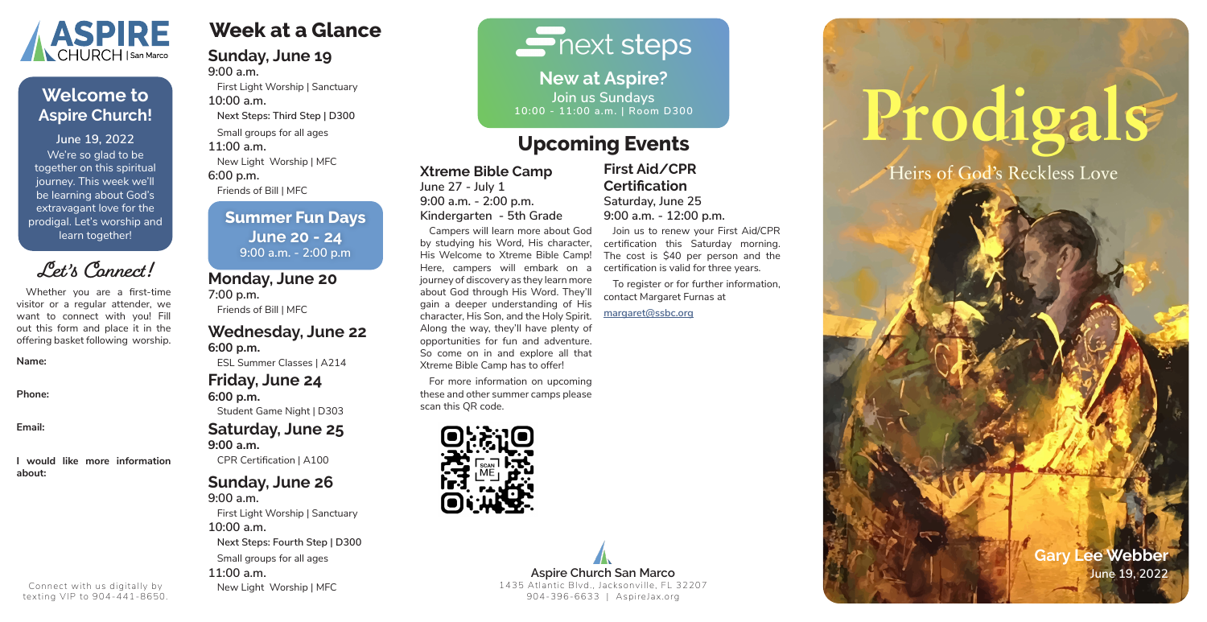ASPIRE CHURCH | San Marco

## Welcome to Aspire Church!

**June 19, 2022**

We're so glad to be together on this spiritual journey. This week we'll be learning about God's extravagant love for the prodigal. Let's worship and learn together!

## Let's Connect!

Whether you are a first-time visitor or a regular attender, we want to connect with you! Fill out this form and place it in the offering basket following worship.

**Name:**

**Phone:**

**Email:**

**I would like more information about:**

Connect with us digitally by texting VIP to 904-441-8650.

# Week at a Glance

### Sunday, June 19

**9:00 a.m.**
First Light Worship | Sanctuary

**10:00 a.m.**
**Next Steps: Third Step | D300**
Small groups for all ages

**11:00 a.m.**
New Light Worship | MFC

**6:00 p.m.**
Friends of Bill | MFC

### Summer Fun Days
**June 20 - 24**
9:00 a.m. - 2:00 p.m

### Monday, June 20

**7:00 p.m.**
Friends of Bill | MFC

### Wednesday, June 22

**6:00 p.m.**
ESL Summer Classes | A214

### Friday, June 24

**6:00 p.m.**
Student Game Night | D303

### Saturday, June 25

**9:00 a.m.**
CPR Certification | A100

### Sunday, June 26

**9:00 a.m.**
First Light Worship | Sanctuary

**10:00 a.m.**
**Next Steps: Fourth Step | D300**
Small groups for all ages

**11:00 a.m.**
New Light Worship | MFC

## next steps

**New at Aspire?**
**Join us Sundays**
**10:00 - 11:00 a.m. | Room D300**

# Upcoming Events

### Xtreme Bible Camp

**June 27 - July 1**
**9:00 a.m. - 2:00 p.m.**
**Kindergarten - 5th Grade**

Campers will learn more about God by studying His Word, His character, His Welcome to Xtreme Bible Camp! Here, campers will embark on a journey of discovery as they learn more about God through His Word. They'll gain a deeper understanding of His character, His Son, and the Holy Spirit. Along the way, they'll have plenty of opportunities for fun and adventure. So come on in and explore all that Xtreme Bible Camp has to offer!

For more information on upcoming these and other summer camps please scan this QR code.

### First Aid/CPR Certification

**Saturday, June 25**
**9:00 a.m. - 12:00 p.m.**

Join us to renew your First Aid/CPR certification this Saturday morning. The cost is $40 per person and the certification is valid for three years.

To register or for further information, contact Margaret Furnas at

margaret@ssbc.org

**Aspire Church San Marco**
1435 Atlantic Blvd., Jacksonville, FL 32207
904-396-6633 | AspireJax.org

# Prodigals

Heirs of God's Reckless Love

**Gary Lee Webber**
**June 19, 2022**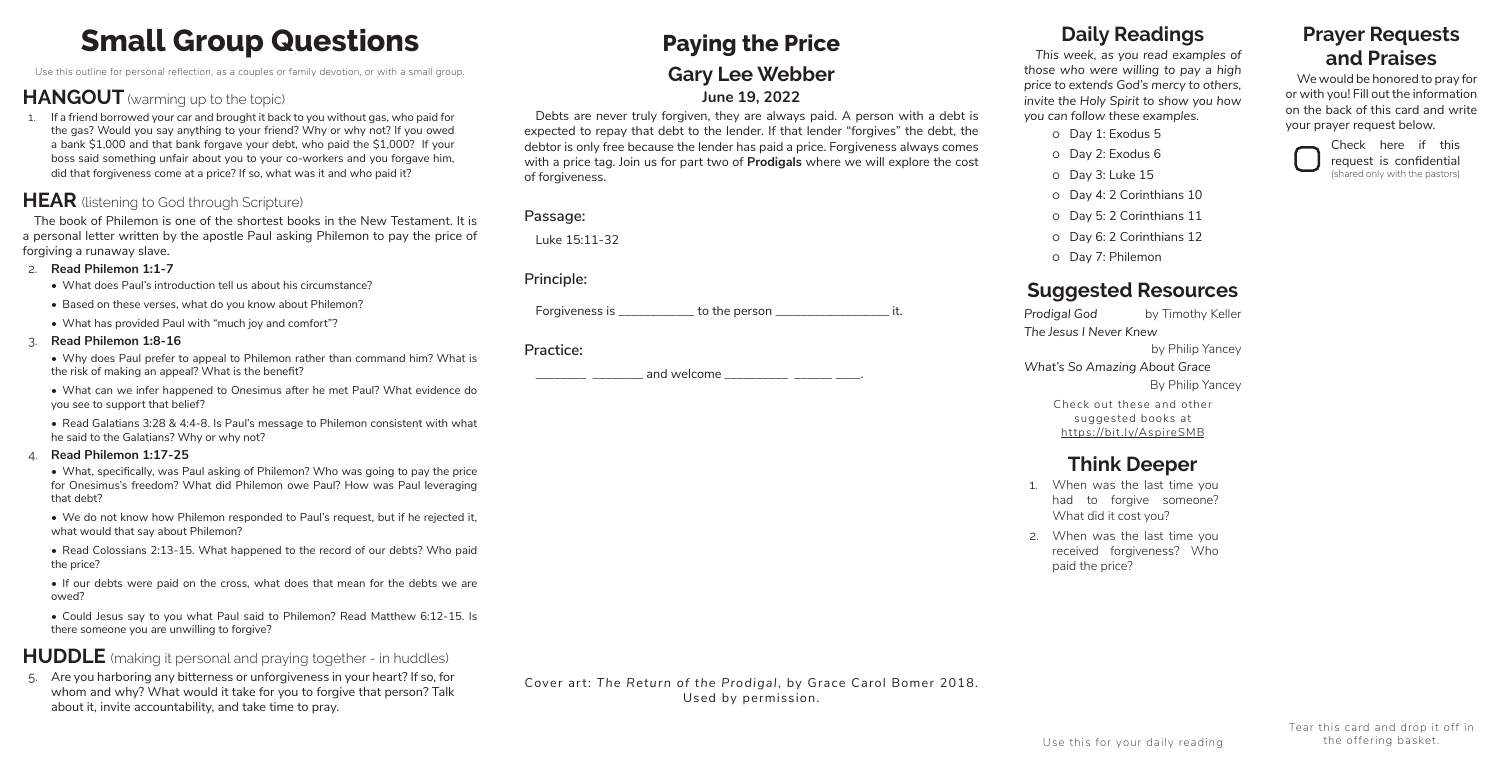# Small Group Questions

Use this outline for personal reflection, as a couples or family devotion, or with a small group.

## HANGOUT (warming up to the topic)

1. If a friend borrowed your car and brought it back to you without gas, who paid for the gas? Would you say anything to your friend? Why or why not? If you owed a bank $1,000 and that bank forgave your debt, who paid the $1,000? If your boss said something unfair about you to your co-workers and you forgave him, did that forgiveness come at a price? If so, what was it and who paid it?

## HEAR (listening to God through Scripture)

The book of Philemon is one of the shortest books in the New Testament. It is a personal letter written by the apostle Paul asking Philemon to pay the price of forgiving a runaway slave.

2. **Read Philemon 1:1-7**
   - What does Paul's introduction tell us about his circumstance?
   - Based on these verses, what do you know about Philemon?
   - What has provided Paul with "much joy and comfort"?
3. **Read Philemon 1:8-16**
   - Why does Paul prefer to appeal to Philemon rather than command him? What is the risk of making an appeal? What is the benefit?
   - What can we infer happened to Onesimus after he met Paul? What evidence do you see to support that belief?
   - Read Galatians 3:28 & 4:4-8. Is Paul's message to Philemon consistent with what he said to the Galatians? Why or why not?
4. **Read Philemon 1:17-25**
   - What, specifically, was Paul asking of Philemon? Who was going to pay the price for Onesimus's freedom? What did Philemon owe Paul? How was Paul leveraging that debt?
   - We do not know how Philemon responded to Paul's request, but if he rejected it, what would that say about Philemon?
   - Read Colossians 2:13-15. What happened to the record of our debts? Who paid the price?
   - If our debts were paid on the cross, what does that mean for the debts we are owed?
   - Could Jesus say to you what Paul said to Philemon? Read Matthew 6:12-15. Is there someone you are unwilling to forgive?

## HUDDLE (making it personal and praying together - in huddles)

5. Are you harboring any bitterness or unforgiveness in your heart? If so, for whom and why? What would it take for you to forgive that person? Talk about it, invite accountability, and take time to pray.

# Paying the Price

## Gary Lee Webber

### June 19, 2022

Debts are never truly forgiven, they are always paid. A person with a debt is expected to repay that debt to the lender. If that lender "forgives" the debt, the debtor is only free because the lender has paid a price. Forgiveness always comes with a price tag. Join us for part two of **Prodigals** where we will explore the cost of forgiveness.

**Passage:**

Luke 15:11-32

**Principle:**

Forgiveness is ____________ to the person _________________ it.

**Practice:**

________ ________ and welcome __________ ______ ____.

Cover art: *The Return of the Prodigal*, by Grace Carol Bomer 2018. Used by permission.

# Daily Readings

*This week, as you read examples of those who were willing to pay a high price to extends God's mercy to others, invite the Holy Spirit to show you how you can follow these examples.*

- o Day 1: Exodus 5
- o Day 2: Exodus 6
- o Day 3: Luke 15
- o Day 4: 2 Corinthians 10
- o Day 5: 2 Corinthians 11
- o Day 6: 2 Corinthians 12
- o Day 7: Philemon

# Suggested Resources

*Prodigal God* by Timothy Keller

*The Jesus I Never Knew* by Philip Yancey

*What's So Amazing About Grace* By Philip Yancey

Check out these and other suggested books at https://bit.ly/AspireSMB

# Think Deeper

1. When was the last time you had to forgive someone? What did it cost you?
2. When was the last time you received forgiveness? Who paid the price?

Use this for your daily reading

# Prayer Requests and Praises

We would be honored to pray for or with you! Fill out the information on the back of this card and write your prayer request below.

Check here if this request is confidential (shared only with the pastors)

Tear this card and drop it off in the offering basket.